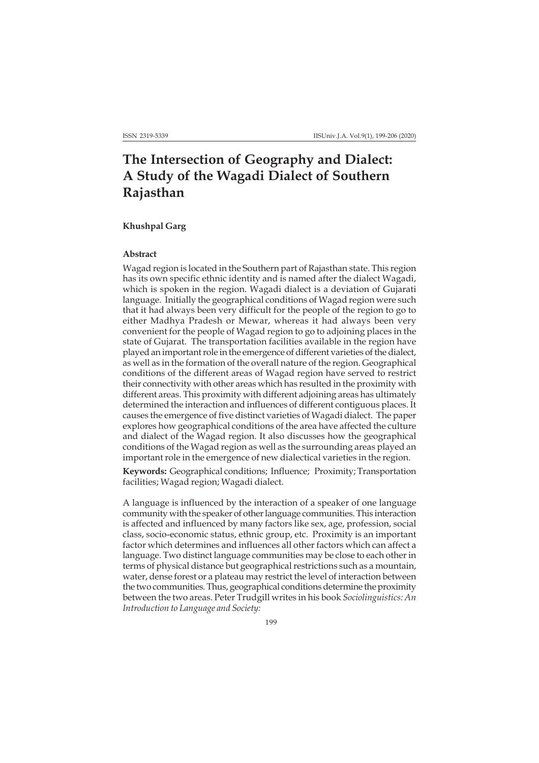# The Intersection of Geography and Dialect: A Study of the Wagadi Dialect of Southern Rajasthan

**Khushpal Garg**

### Abstract

Wagad region is located in the Southern part of Rajasthan state. This region has its own specific ethnic identity and is named after the dialect Wagadi, which is spoken in the region. Wagadi dialect is a deviation of Gujarati language. Initially the geographical conditions of Wagad region were such that it had always been very difficult for the people of the region to go to either Madhya Pradesh or Mewar, whereas it had always been very convenient for the people of Wagad region to go to adjoining places in the state of Gujarat. The transportation facilities available in the region have played an important role in the emergence of different varieties of the dialect, as well as in the formation of the overall nature of the region. Geographical conditions of the different areas of Wagad region have served to restrict their connectivity with other areas which has resulted in the proximity with different areas. This proximity with different adjoining areas has ultimately determined the interaction and influences of different contiguous places. It causes the emergence of five distinct varieties of Wagadi dialect. The paper explores how geographical conditions of the area have affected the culture and dialect of the Wagad region. It also discusses how the geographical conditions of the Wagad region as well as the surrounding areas played an important role in the emergence of new dialectical varieties in the region.

**Keywords:** Geographical conditions; Influence; Proximity; Transportation facilities; Wagad region; Wagadi dialect.

A language is influenced by the interaction of a speaker of one language community with the speaker of other language communities. This interaction is affected and influenced by many factors like sex, age, profession, social class, socio-economic status, ethnic group, etc. Proximity is an important factor which determines and influences all other factors which can affect a language. Two distinct language communities may be close to each other in terms of physical distance but geographical restrictions such as a mountain, water, dense forest or a plateau may restrict the level of interaction between the two communities. Thus, geographical conditions determine the proximity between the two areas. Peter Trudgill writes in his book *Sociolinguistics: An Introduction to Language and Society:*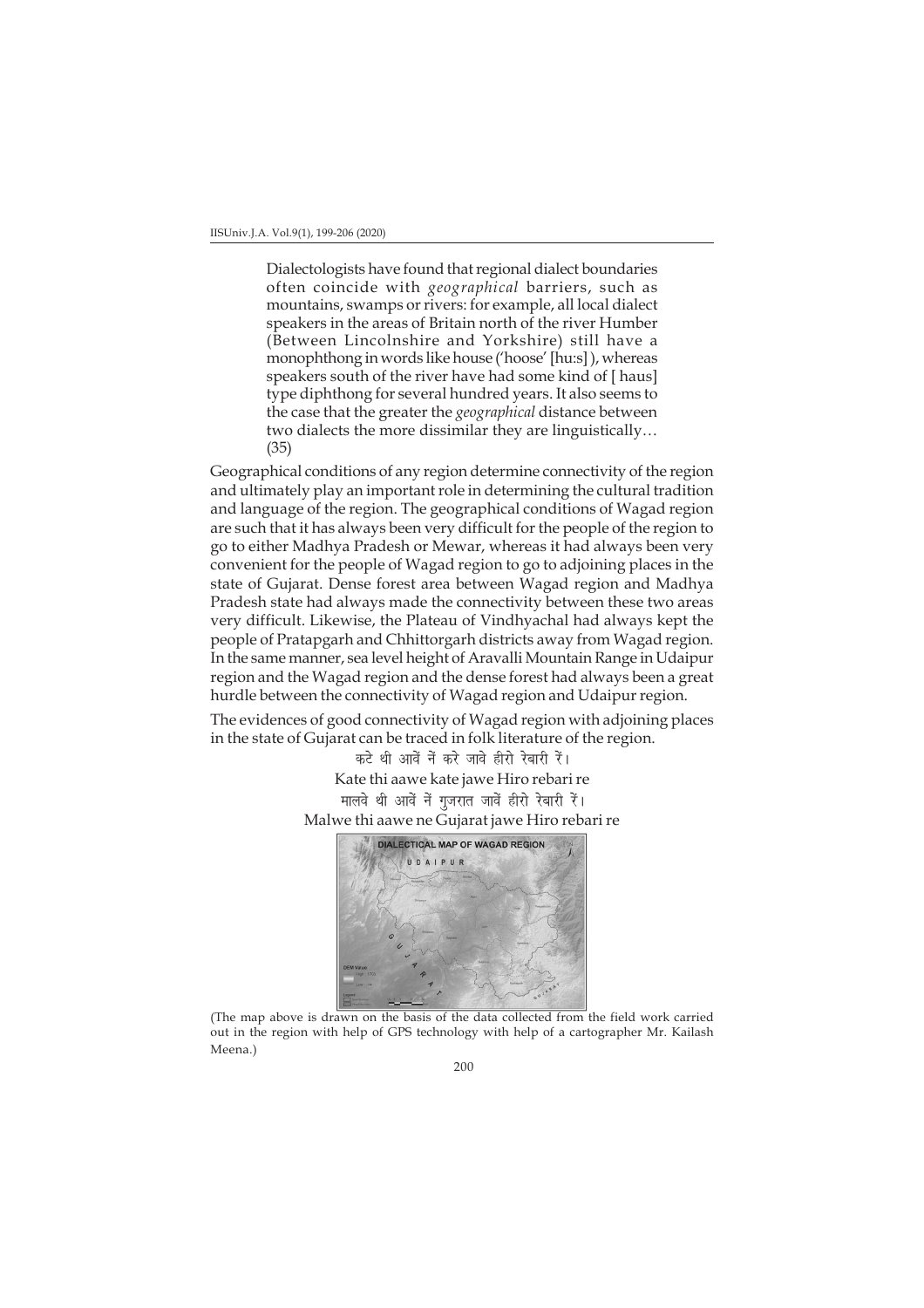> Dialectologists have found that regional dialect boundaries often coincide with *geographical* barriers, such as mountains, swamps or rivers: for example, all local dialect speakers in the areas of Britain north of the river Humber (Between Lincolnshire and Yorkshire) still have a monophthong in words like house ('hoose' [hu:s] ), whereas speakers south of the river have had some kind of [ haus] type diphthong for several hundred years. It also seems to the case that the greater the *geographical* distance between two dialects the more dissimilar they are linguistically… (35)

Geographical conditions of any region determine connectivity of the region and ultimately play an important role in determining the cultural tradition and language of the region. The geographical conditions of Wagad region are such that it has always been very difficult for the people of the region to go to either Madhya Pradesh or Mewar, whereas it had always been very convenient for the people of Wagad region to go to adjoining places in the state of Gujarat. Dense forest area between Wagad region and Madhya Pradesh state had always made the connectivity between these two areas very difficult. Likewise, the Plateau of Vindhyachal had always kept the people of Pratapgarh and Chhittorgarh districts away from Wagad region. In the same manner, sea level height of Aravalli Mountain Range in Udaipur region and the Wagad region and the dense forest had always been a great hurdle between the connectivity of Wagad region and Udaipur region.

The evidences of good connectivity of Wagad region with adjoining places in the state of Gujarat can be traced in folk literature of the region.

कटे थी आवें नें करे जावे हीरो रेबारी रें।

Kate thi aawe kate jawe Hiro rebari re

मालवे थी आवें नें गुजरात जावें हीरो रेबारी रें।

Malwe thi aawe ne Gujarat jawe Hiro rebari re

(The map above is drawn on the basis of the data collected from the field work carried out in the region with help of GPS technology with help of a cartographer Mr. Kailash Meena.)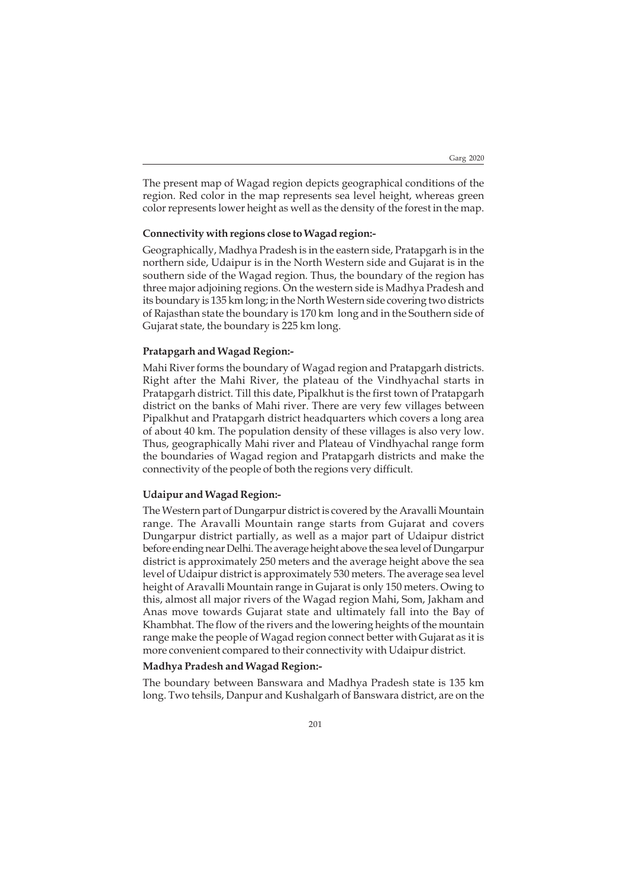The present map of Wagad region depicts geographical conditions of the region. Red color in the map represents sea level height, whereas green color represents lower height as well as the density of the forest in the map.

**Connectivity with regions close to Wagad region:-**

Geographically, Madhya Pradesh is in the eastern side, Pratapgarh is in the northern side, Udaipur is in the North Western side and Gujarat is in the southern side of the Wagad region. Thus, the boundary of the region has three major adjoining regions. On the western side is Madhya Pradesh and its boundary is 135 km long; in the North Western side covering two districts of Rajasthan state the boundary is 170 km long and in the Southern side of Gujarat state, the boundary is 225 km long.

**Pratapgarh and Wagad Region:-**

Mahi River forms the boundary of Wagad region and Pratapgarh districts. Right after the Mahi River, the plateau of the Vindhyachal starts in Pratapgarh district. Till this date, Pipalkhut is the first town of Pratapgarh district on the banks of Mahi river. There are very few villages between Pipalkhut and Pratapgarh district headquarters which covers a long area of about 40 km. The population density of these villages is also very low. Thus, geographically Mahi river and Plateau of Vindhyachal range form the boundaries of Wagad region and Pratapgarh districts and make the connectivity of the people of both the regions very difficult.

**Udaipur and Wagad Region:-**

The Western part of Dungarpur district is covered by the Aravalli Mountain range. The Aravalli Mountain range starts from Gujarat and covers Dungarpur district partially, as well as a major part of Udaipur district before ending near Delhi. The average height above the sea level of Dungarpur district is approximately 250 meters and the average height above the sea level of Udaipur district is approximately 530 meters. The average sea level height of Aravalli Mountain range in Gujarat is only 150 meters. Owing to this, almost all major rivers of the Wagad region Mahi, Som, Jakham and Anas move towards Gujarat state and ultimately fall into the Bay of Khambhat. The flow of the rivers and the lowering heights of the mountain range make the people of Wagad region connect better with Gujarat as it is more convenient compared to their connectivity with Udaipur district.

**Madhya Pradesh and Wagad Region:-**

The boundary between Banswara and Madhya Pradesh state is 135 km long. Two tehsils, Danpur and Kushalgarh of Banswara district, are on the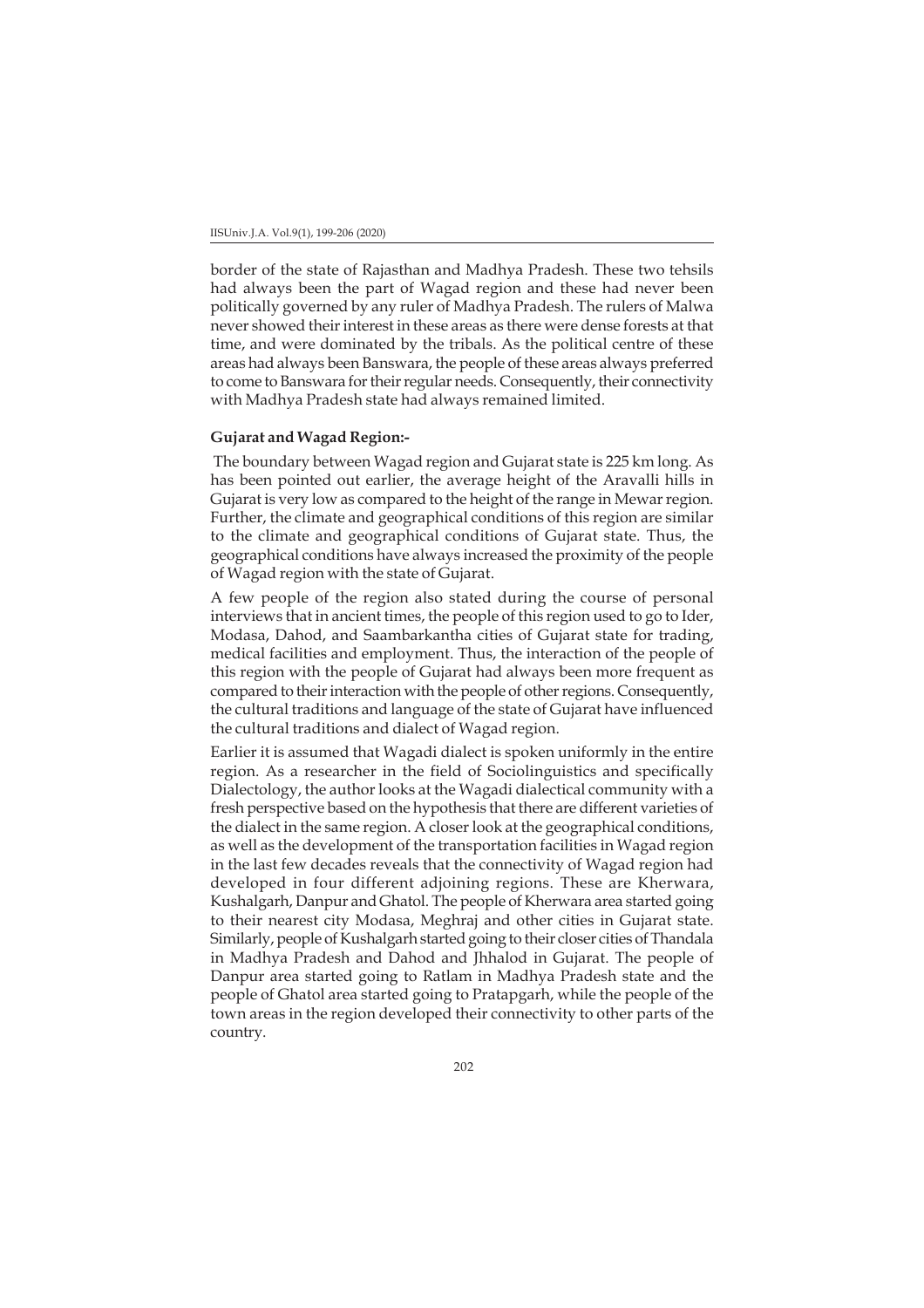border of the state of Rajasthan and Madhya Pradesh. These two tehsils had always been the part of Wagad region and these had never been politically governed by any ruler of Madhya Pradesh. The rulers of Malwa never showed their interest in these areas as there were dense forests at that time, and were dominated by the tribals. As the political centre of these areas had always been Banswara, the people of these areas always preferred to come to Banswara for their regular needs. Consequently, their connectivity with Madhya Pradesh state had always remained limited.

**Gujarat and Wagad Region:-**

The boundary between Wagad region and Gujarat state is 225 km long. As has been pointed out earlier, the average height of the Aravalli hills in Gujarat is very low as compared to the height of the range in Mewar region. Further, the climate and geographical conditions of this region are similar to the climate and geographical conditions of Gujarat state. Thus, the geographical conditions have always increased the proximity of the people of Wagad region with the state of Gujarat.

A few people of the region also stated during the course of personal interviews that in ancient times, the people of this region used to go to Ider, Modasa, Dahod, and Saambarkantha cities of Gujarat state for trading, medical facilities and employment. Thus, the interaction of the people of this region with the people of Gujarat had always been more frequent as compared to their interaction with the people of other regions. Consequently, the cultural traditions and language of the state of Gujarat have influenced the cultural traditions and dialect of Wagad region.

Earlier it is assumed that Wagadi dialect is spoken uniformly in the entire region. As a researcher in the field of Sociolinguistics and specifically Dialectology, the author looks at the Wagadi dialectical community with a fresh perspective based on the hypothesis that there are different varieties of the dialect in the same region. A closer look at the geographical conditions, as well as the development of the transportation facilities in Wagad region in the last few decades reveals that the connectivity of Wagad region had developed in four different adjoining regions. These are Kherwara, Kushalgarh, Danpur and Ghatol. The people of Kherwara area started going to their nearest city Modasa, Meghraj and other cities in Gujarat state. Similarly, people of Kushalgarh started going to their closer cities of Thandala in Madhya Pradesh and Dahod and Jhhalod in Gujarat. The people of Danpur area started going to Ratlam in Madhya Pradesh state and the people of Ghatol area started going to Pratapgarh, while the people of the town areas in the region developed their connectivity to other parts of the country.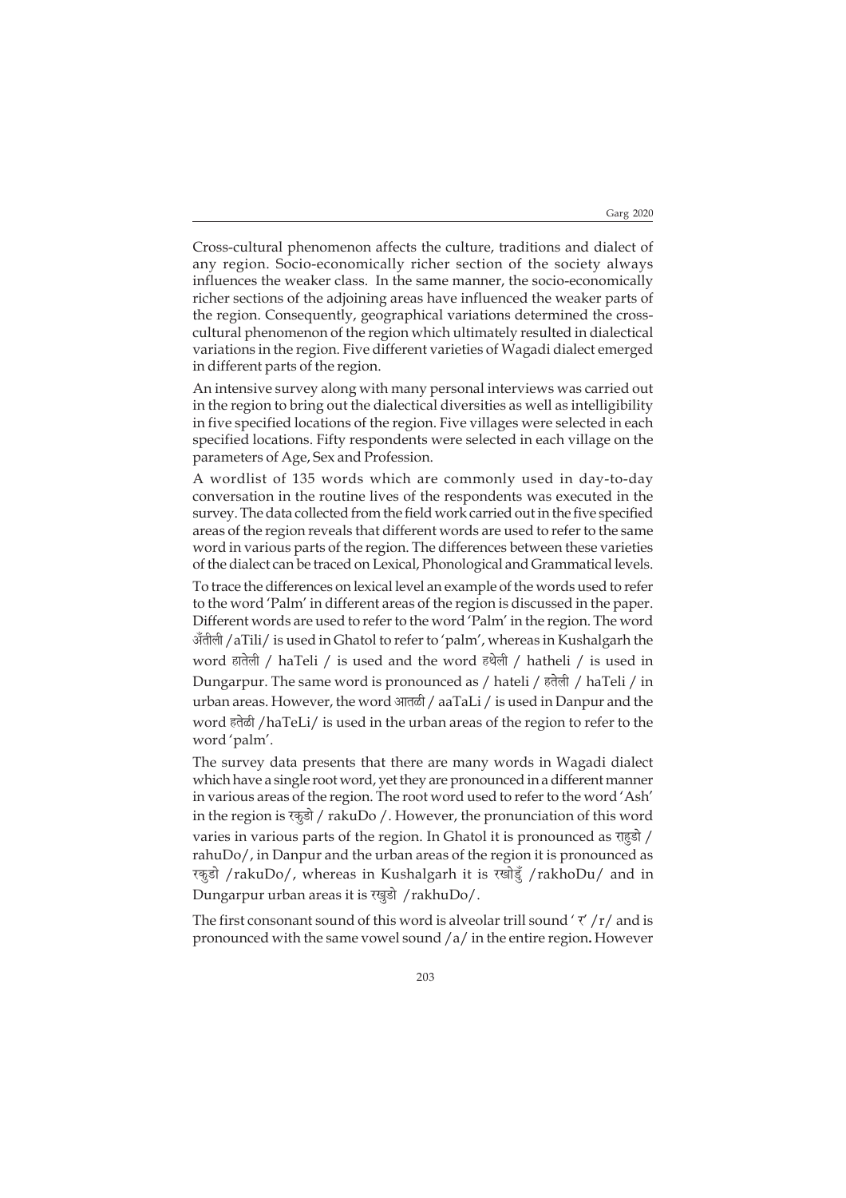Cross-cultural phenomenon affects the culture, traditions and dialect of any region. Socio-economically richer section of the society always influences the weaker class. In the same manner, the socio-economically richer sections of the adjoining areas have influenced the weaker parts of the region. Consequently, geographical variations determined the cross-cultural phenomenon of the region which ultimately resulted in dialectical variations in the region. Five different varieties of Wagadi dialect emerged in different parts of the region.

An intensive survey along with many personal interviews was carried out in the region to bring out the dialectical diversities as well as intelligibility in five specified locations of the region. Five villages were selected in each specified locations. Fifty respondents were selected in each village on the parameters of Age, Sex and Profession.

A wordlist of 135 words which are commonly used in day-to-day conversation in the routine lives of the respondents was executed in the survey. The data collected from the field work carried out in the five specified areas of the region reveals that different words are used to refer to the same word in various parts of the region. The differences between these varieties of the dialect can be traced on Lexical, Phonological and Grammatical levels.

To trace the differences on lexical level an example of the words used to refer to the word 'Palm' in different areas of the region is discussed in the paper. Different words are used to refer to the word 'Palm' in the region. The word अँतीली /aTili/ is used in Ghatol to refer to 'palm', whereas in Kushalgarh the word हातेली / haTeli / is used and the word हथेली / hatheli / is used in Dungarpur. The same word is pronounced as / hateli / हतेली / haTeli / in urban areas. However, the word आतळी / aaTaLi / is used in Danpur and the word हतेळी /haTeLi/ is used in the urban areas of the region to refer to the word 'palm'.

The survey data presents that there are many words in Wagadi dialect which have a single root word, yet they are pronounced in a different manner in various areas of the region. The root word used to refer to the word 'Ash' in the region is रकुडो / rakuDo /. However, the pronunciation of this word varies in various parts of the region. In Ghatol it is pronounced as राहुडो / rahuDo/, in Danpur and the urban areas of the region it is pronounced as रकुडो /rakuDo/, whereas in Kushalgarh it is रखोडुँ /rakhoDu/ and in Dungarpur urban areas it is रखुडो /rakhuDo/.

The first consonant sound of this word is alveolar trill sound ' र' /r/ and is pronounced with the same vowel sound /a/ in the entire region**.** However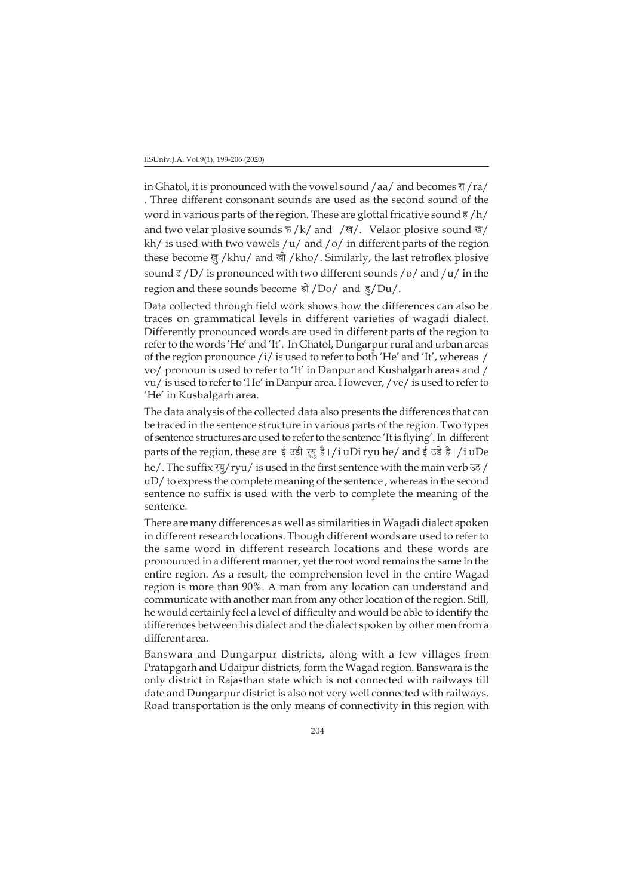in Ghatol**,** it is pronounced with the vowel sound /aa/ and becomes रा /ra/ . Three different consonant sounds are used as the second sound of the word in various parts of the region. These are glottal fricative sound ह /h/ and two velar plosive sounds क /k/ and /ख/. Velaor plosive sound ख/ kh/ is used with two vowels /u/ and /o/ in different parts of the region these become खु /khu/ and खो /kho/. Similarly, the last retroflex plosive sound ड /D/ is pronounced with two different sounds /o/ and /u/ in the region and these sounds become डो /Do/ and डु/Du/.

Data collected through field work shows how the differences can also be traces on grammatical levels in different varieties of wagadi dialect. Differently pronounced words are used in different parts of the region to refer to the words 'He' and 'It'. In Ghatol, Dungarpur rural and urban areas of the region pronounce /i/ is used to refer to both 'He' and 'It', whereas / vo/ pronoun is used to refer to 'It' in Danpur and Kushalgarh areas and / vu/ is used to refer to 'He' in Danpur area. However, /ve/ is used to refer to 'He' in Kushalgarh area.

The data analysis of the collected data also presents the differences that can be traced in the sentence structure in various parts of the region. Two types of sentence structures are used to refer to the sentence 'It is flying'. In different parts of the region, these are ई उडी रयु है। /i uDi ryu he/ and ई उडे है। /i uDe he/. The suffix रयु/ryu/ is used in the first sentence with the main verb उड / uD/ to express the complete meaning of the sentence , whereas in the second sentence no suffix is used with the verb to complete the meaning of the sentence.

There are many differences as well as similarities in Wagadi dialect spoken in different research locations. Though different words are used to refer to the same word in different research locations and these words are pronounced in a different manner, yet the root word remains the same in the entire region. As a result, the comprehension level in the entire Wagad region is more than 90%. A man from any location can understand and communicate with another man from any other location of the region. Still, he would certainly feel a level of difficulty and would be able to identify the differences between his dialect and the dialect spoken by other men from a different area.

Banswara and Dungarpur districts, along with a few villages from Pratapgarh and Udaipur districts, form the Wagad region. Banswara is the only district in Rajasthan state which is not connected with railways till date and Dungarpur district is also not very well connected with railways. Road transportation is the only means of connectivity in this region with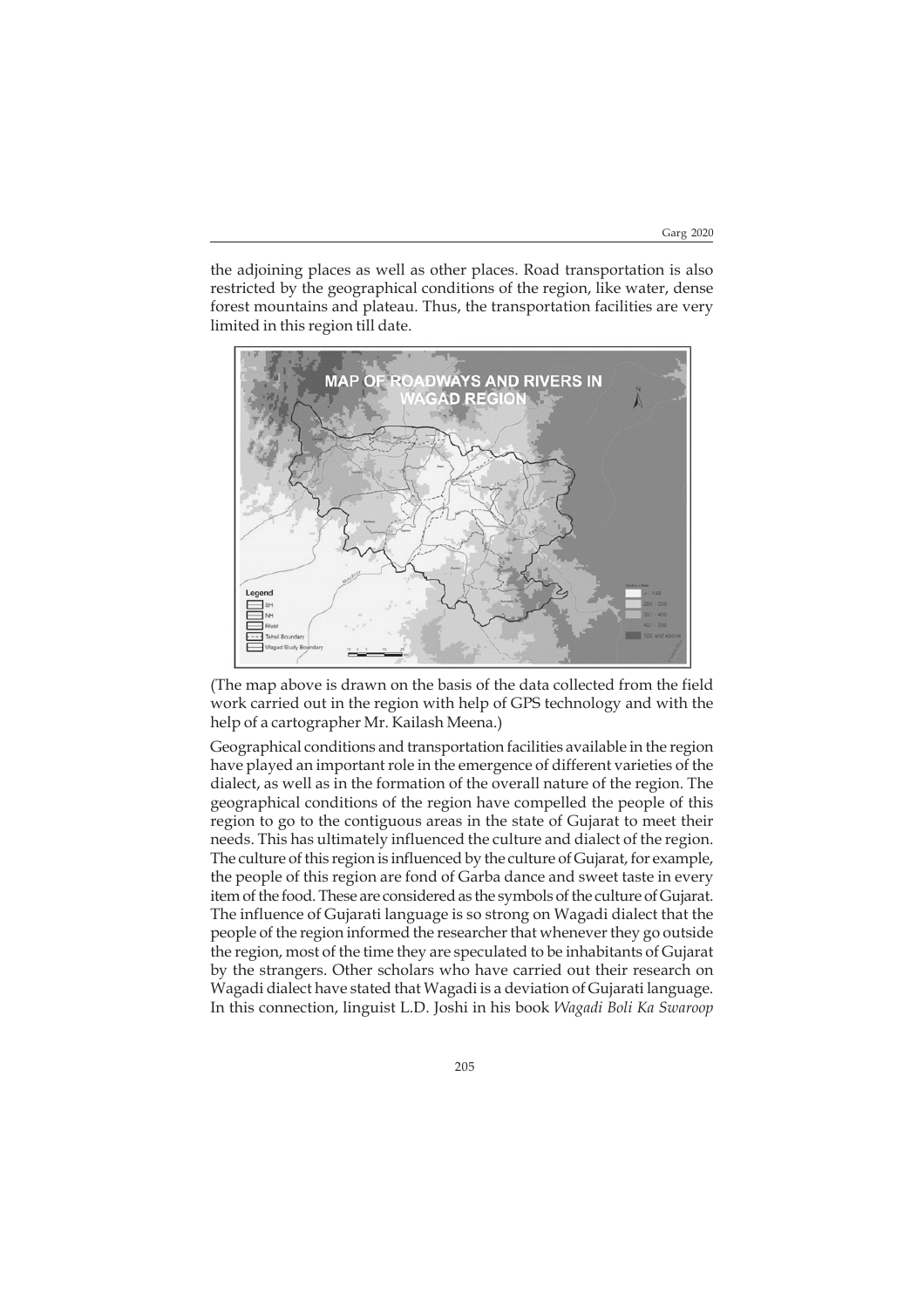the adjoining places as well as other places. Road transportation is also restricted by the geographical conditions of the region, like water, dense forest mountains and plateau. Thus, the transportation facilities are very limited in this region till date.

(The map above is drawn on the basis of the data collected from the field work carried out in the region with help of GPS technology and with the help of a cartographer Mr. Kailash Meena.)

Geographical conditions and transportation facilities available in the region have played an important role in the emergence of different varieties of the dialect, as well as in the formation of the overall nature of the region. The geographical conditions of the region have compelled the people of this region to go to the contiguous areas in the state of Gujarat to meet their needs. This has ultimately influenced the culture and dialect of the region. The culture of this region is influenced by the culture of Gujarat, for example, the people of this region are fond of Garba dance and sweet taste in every item of the food. These are considered as the symbols of the culture of Gujarat. The influence of Gujarati language is so strong on Wagadi dialect that the people of the region informed the researcher that whenever they go outside the region, most of the time they are speculated to be inhabitants of Gujarat by the strangers. Other scholars who have carried out their research on Wagadi dialect have stated that Wagadi is a deviation of Gujarati language. In this connection, linguist L.D. Joshi in his book *Wagadi Boli Ka Swaroop*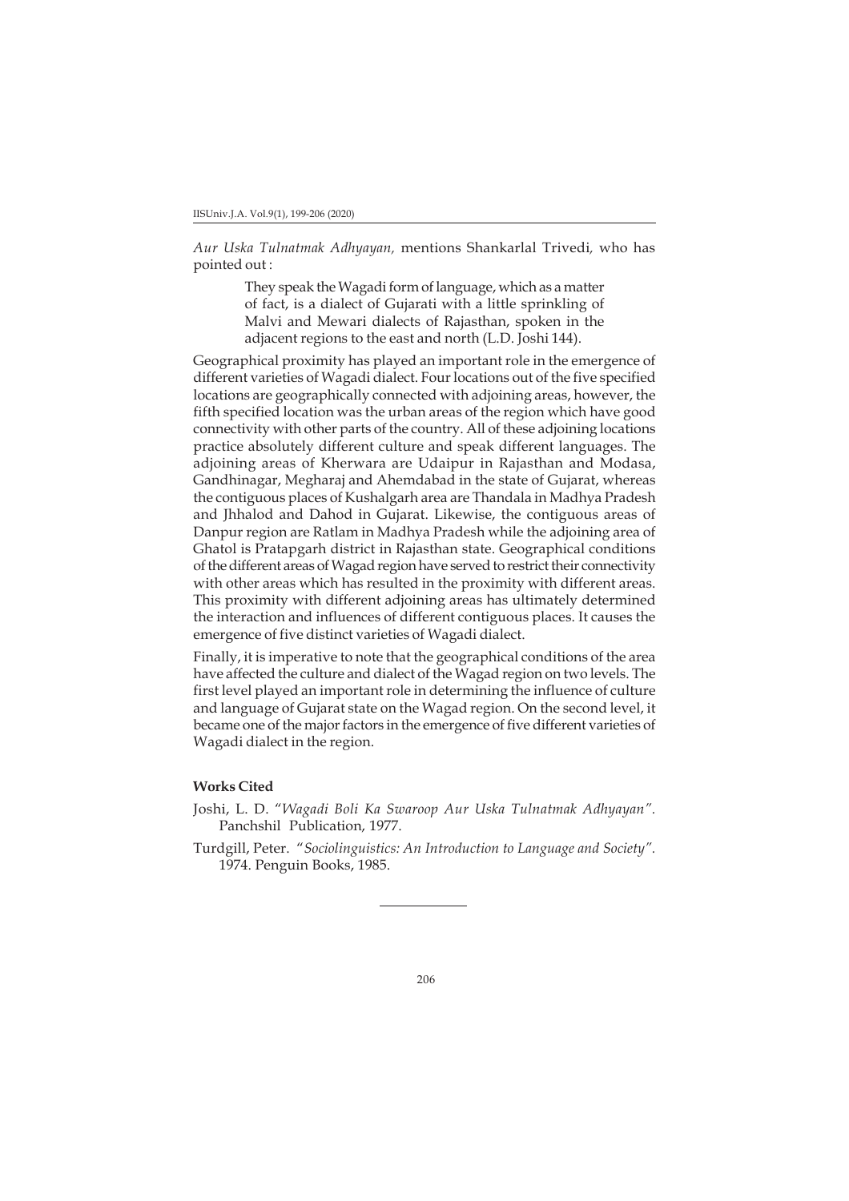*Aur Uska Tulnatmak Adhyayan,* mentions Shankarlal Trivedi*,* who has pointed out :

> They speak the Wagadi form of language, which as a matter of fact, is a dialect of Gujarati with a little sprinkling of Malvi and Mewari dialects of Rajasthan, spoken in the adjacent regions to the east and north (L.D. Joshi 144).

Geographical proximity has played an important role in the emergence of different varieties of Wagadi dialect. Four locations out of the five specified locations are geographically connected with adjoining areas, however, the fifth specified location was the urban areas of the region which have good connectivity with other parts of the country. All of these adjoining locations practice absolutely different culture and speak different languages. The adjoining areas of Kherwara are Udaipur in Rajasthan and Modasa, Gandhinagar, Megharaj and Ahemdabad in the state of Gujarat, whereas the contiguous places of Kushalgarh area are Thandala in Madhya Pradesh and Jhhalod and Dahod in Gujarat. Likewise, the contiguous areas of Danpur region are Ratlam in Madhya Pradesh while the adjoining area of Ghatol is Pratapgarh district in Rajasthan state. Geographical conditions of the different areas of Wagad region have served to restrict their connectivity with other areas which has resulted in the proximity with different areas. This proximity with different adjoining areas has ultimately determined the interaction and influences of different contiguous places. It causes the emergence of five distinct varieties of Wagadi dialect.

Finally, it is imperative to note that the geographical conditions of the area have affected the culture and dialect of the Wagad region on two levels. The first level played an important role in determining the influence of culture and language of Gujarat state on the Wagad region. On the second level, it became one of the major factors in the emergence of five different varieties of Wagadi dialect in the region.

**Works Cited**

Joshi, L. D. "*Wagadi Boli Ka Swaroop Aur Uska Tulnatmak Adhyayan".* Panchshil Publication, 1977.

Turdgill, Peter. "*Sociolinguistics: An Introduction to Language and Society".* 1974. Penguin Books, 1985.